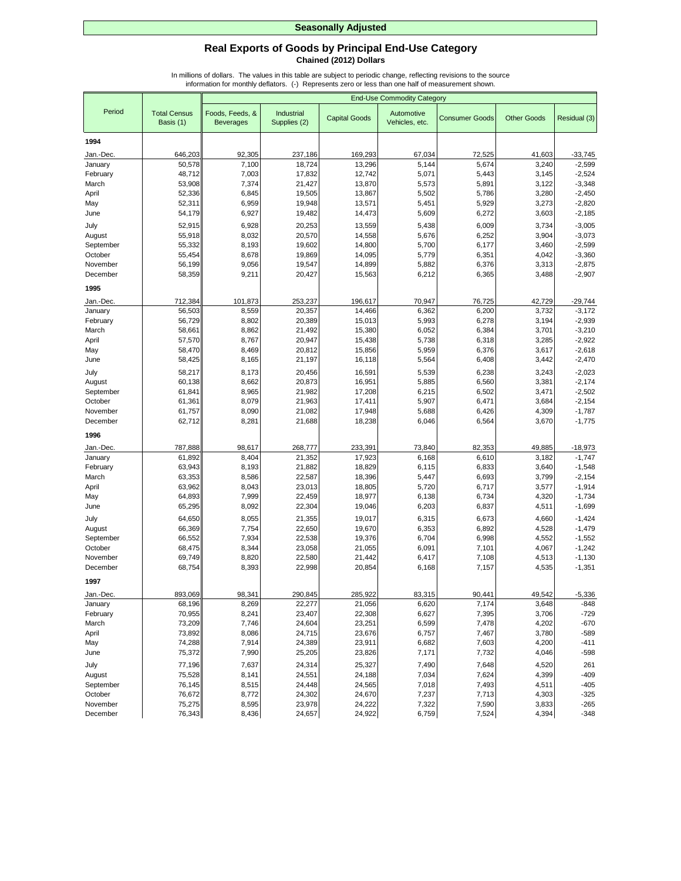**Seasonally Adjusted**

## Real Exports of Goods by Principal End-Use Category

**Chained (2012) Dollars**

In millions of dollars. The values in this table are subject to periodic change, reflecting revisions to the source information for monthly deflators. (-) Represents zero or less than one half of measurement shown.

| Period | Total Census Basis (1) | End-Use Commodity Category | | | | | | |
|---|---|---|---|---|---|---|---|---|
| | | Foods, Feeds, & Beverages | Industrial Supplies (2) | Capital Goods | Automotive Vehicles, etc. | Consumer Goods | Other Goods | Residual (3) |
| **1994** | | | | | | | | |
| Jan.-Dec. | 646,203 | 92,305 | 237,186 | 169,293 | 67,034 | 72,525 | 41,603 | -33,745 |
| January | 50,578 | 7,100 | 18,724 | 13,296 | 5,144 | 5,674 | 3,240 | -2,599 |
| February | 48,712 | 7,003 | 17,832 | 12,742 | 5,071 | 5,443 | 3,145 | -2,524 |
| March | 53,908 | 7,374 | 21,427 | 13,870 | 5,573 | 5,891 | 3,122 | -3,348 |
| April | 52,336 | 6,845 | 19,505 | 13,867 | 5,502 | 5,786 | 3,280 | -2,450 |
| May | 52,311 | 6,959 | 19,948 | 13,571 | 5,451 | 5,929 | 3,273 | -2,820 |
| June | 54,179 | 6,927 | 19,482 | 14,473 | 5,609 | 6,272 | 3,603 | -2,185 |
| July | 52,915 | 6,928 | 20,253 | 13,559 | 5,438 | 6,009 | 3,734 | -3,005 |
| August | 55,918 | 8,032 | 20,570 | 14,558 | 5,676 | 6,252 | 3,904 | -3,073 |
| September | 55,332 | 8,193 | 19,602 | 14,800 | 5,700 | 6,177 | 3,460 | -2,599 |
| October | 55,454 | 8,678 | 19,869 | 14,095 | 5,779 | 6,351 | 4,042 | -3,360 |
| November | 56,199 | 9,056 | 19,547 | 14,899 | 5,882 | 6,376 | 3,313 | -2,875 |
| December | 58,359 | 9,211 | 20,427 | 15,563 | 6,212 | 6,365 | 3,488 | -2,907 |
| **1995** | | | | | | | | |
| Jan.-Dec. | 712,384 | 101,873 | 253,237 | 196,617 | 70,947 | 76,725 | 42,729 | -29,744 |
| January | 56,503 | 8,559 | 20,357 | 14,466 | 6,362 | 6,200 | 3,732 | -3,172 |
| February | 56,729 | 8,802 | 20,389 | 15,013 | 5,993 | 6,278 | 3,194 | -2,939 |
| March | 58,661 | 8,862 | 21,492 | 15,380 | 6,052 | 6,384 | 3,701 | -3,210 |
| April | 57,570 | 8,767 | 20,947 | 15,438 | 5,738 | 6,318 | 3,285 | -2,922 |
| May | 58,470 | 8,469 | 20,812 | 15,856 | 5,959 | 6,376 | 3,617 | -2,618 |
| June | 58,425 | 8,165 | 21,197 | 16,118 | 5,564 | 6,408 | 3,442 | -2,470 |
| July | 58,217 | 8,173 | 20,456 | 16,591 | 5,539 | 6,238 | 3,243 | -2,023 |
| August | 60,138 | 8,662 | 20,873 | 16,951 | 5,885 | 6,560 | 3,381 | -2,174 |
| September | 61,841 | 8,965 | 21,982 | 17,208 | 6,215 | 6,502 | 3,471 | -2,502 |
| October | 61,361 | 8,079 | 21,963 | 17,411 | 5,907 | 6,471 | 3,684 | -2,154 |
| November | 61,757 | 8,090 | 21,082 | 17,948 | 5,688 | 6,426 | 4,309 | -1,787 |
| December | 62,712 | 8,281 | 21,688 | 18,238 | 6,046 | 6,564 | 3,670 | -1,775 |
| **1996** | | | | | | | | |
| Jan.-Dec. | 787,888 | 98,617 | 268,777 | 233,391 | 73,840 | 82,353 | 49,885 | -18,973 |
| January | 61,892 | 8,404 | 21,352 | 17,923 | 6,168 | 6,610 | 3,182 | -1,747 |
| February | 63,943 | 8,193 | 21,882 | 18,829 | 6,115 | 6,833 | 3,640 | -1,548 |
| March | 63,353 | 8,586 | 22,587 | 18,396 | 5,447 | 6,693 | 3,799 | -2,154 |
| April | 63,962 | 8,043 | 23,013 | 18,805 | 5,720 | 6,717 | 3,577 | -1,914 |
| May | 64,893 | 7,999 | 22,459 | 18,977 | 6,138 | 6,734 | 4,320 | -1,734 |
| June | 65,295 | 8,092 | 22,304 | 19,046 | 6,203 | 6,837 | 4,511 | -1,699 |
| July | 64,650 | 8,055 | 21,355 | 19,017 | 6,315 | 6,673 | 4,660 | -1,424 |
| August | 66,369 | 7,754 | 22,650 | 19,670 | 6,353 | 6,892 | 4,528 | -1,479 |
| September | 66,552 | 7,934 | 22,538 | 19,376 | 6,704 | 6,998 | 4,552 | -1,552 |
| October | 68,475 | 8,344 | 23,058 | 21,055 | 6,091 | 7,101 | 4,067 | -1,242 |
| November | 69,749 | 8,820 | 22,580 | 21,442 | 6,417 | 7,108 | 4,513 | -1,130 |
| December | 68,754 | 8,393 | 22,998 | 20,854 | 6,168 | 7,157 | 4,535 | -1,351 |
| **1997** | | | | | | | | |
| Jan.-Dec. | 893,069 | 98,341 | 290,845 | 285,922 | 83,315 | 90,441 | 49,542 | -5,336 |
| January | 68,196 | 8,269 | 22,277 | 21,056 | 6,620 | 7,174 | 3,648 | -848 |
| February | 70,955 | 8,241 | 23,407 | 22,308 | 6,627 | 7,395 | 3,706 | -729 |
| March | 73,209 | 7,746 | 24,604 | 23,251 | 6,599 | 7,478 | 4,202 | -670 |
| April | 73,892 | 8,086 | 24,715 | 23,676 | 6,757 | 7,467 | 3,780 | -589 |
| May | 74,288 | 7,914 | 24,389 | 23,911 | 6,682 | 7,603 | 4,200 | -411 |
| June | 75,372 | 7,990 | 25,205 | 23,826 | 7,171 | 7,732 | 4,046 | -598 |
| July | 77,196 | 7,637 | 24,314 | 25,327 | 7,490 | 7,648 | 4,520 | 261 |
| August | 75,528 | 8,141 | 24,551 | 24,188 | 7,034 | 7,624 | 4,399 | -409 |
| September | 76,145 | 8,515 | 24,448 | 24,565 | 7,018 | 7,493 | 4,511 | -405 |
| October | 76,672 | 8,772 | 24,302 | 24,670 | 7,237 | 7,713 | 4,303 | -325 |
| November | 75,275 | 8,595 | 23,978 | 24,222 | 7,322 | 7,590 | 3,833 | -265 |
| December | 76,343 | 8,436 | 24,657 | 24,922 | 6,759 | 7,524 | 4,394 | -348 |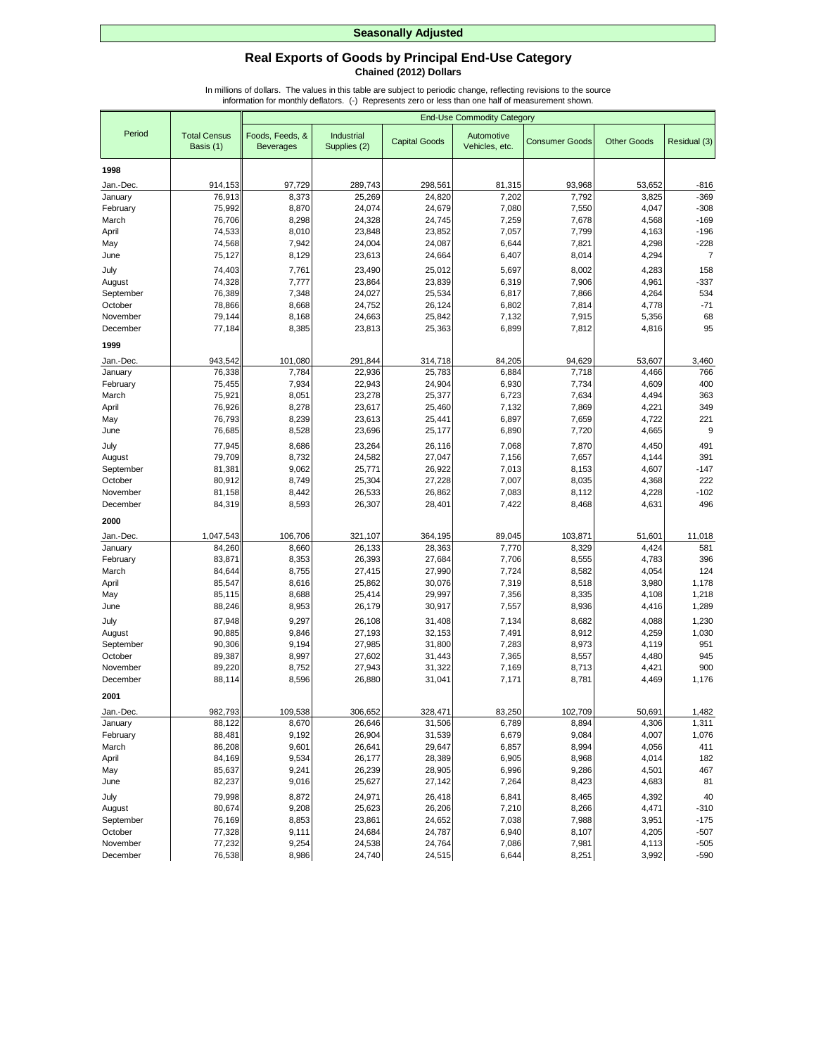**Seasonally Adjusted**

## Real Exports of Goods by Principal End-Use Category

**Chained (2012) Dollars**

In millions of dollars. The values in this table are subject to periodic change, reflecting revisions to the source information for monthly deflators. (-) Represents zero or less than one half of measurement shown.

| Period | Total Census Basis (1) | End-Use Commodity Category | | | | | | |
|---|---|---|---|---|---|---|---|---|
| | | Foods, Feeds, & Beverages | Industrial Supplies (2) | Capital Goods | Automotive Vehicles, etc. | Consumer Goods | Other Goods | Residual (3) |
| **1998** | | | | | | | | |
| Jan.-Dec. | 914,153 | 97,729 | 289,743 | 298,561 | 81,315 | 93,968 | 53,652 | -816 |
| January | 76,913 | 8,373 | 25,269 | 24,820 | 7,202 | 7,792 | 3,825 | -369 |
| February | 75,992 | 8,870 | 24,074 | 24,679 | 7,080 | 7,550 | 4,047 | -308 |
| March | 76,706 | 8,298 | 24,328 | 24,745 | 7,259 | 7,678 | 4,568 | -169 |
| April | 74,533 | 8,010 | 23,848 | 23,852 | 7,057 | 7,799 | 4,163 | -196 |
| May | 74,568 | 7,942 | 24,004 | 24,087 | 6,644 | 7,821 | 4,298 | -228 |
| June | 75,127 | 8,129 | 23,613 | 24,664 | 6,407 | 8,014 | 4,294 | 7 |
| July | 74,403 | 7,761 | 23,490 | 25,012 | 5,697 | 8,002 | 4,283 | 158 |
| August | 74,328 | 7,777 | 23,864 | 23,839 | 6,319 | 7,906 | 4,961 | -337 |
| September | 76,389 | 7,348 | 24,027 | 25,534 | 6,817 | 7,866 | 4,264 | 534 |
| October | 78,866 | 8,668 | 24,752 | 26,124 | 6,802 | 7,814 | 4,778 | -71 |
| November | 79,144 | 8,168 | 24,663 | 25,842 | 7,132 | 7,915 | 5,356 | 68 |
| December | 77,184 | 8,385 | 23,813 | 25,363 | 6,899 | 7,812 | 4,816 | 95 |
| **1999** | | | | | | | | |
| Jan.-Dec. | 943,542 | 101,080 | 291,844 | 314,718 | 84,205 | 94,629 | 53,607 | 3,460 |
| January | 76,338 | 7,784 | 22,936 | 25,783 | 6,884 | 7,718 | 4,466 | 766 |
| February | 75,455 | 7,934 | 22,943 | 24,904 | 6,930 | 7,734 | 4,609 | 400 |
| March | 75,921 | 8,051 | 23,278 | 25,377 | 6,723 | 7,634 | 4,494 | 363 |
| April | 76,926 | 8,278 | 23,617 | 25,460 | 7,132 | 7,869 | 4,221 | 349 |
| May | 76,793 | 8,239 | 23,613 | 25,441 | 6,897 | 7,659 | 4,722 | 221 |
| June | 76,685 | 8,528 | 23,696 | 25,177 | 6,890 | 7,720 | 4,665 | 9 |
| July | 77,945 | 8,686 | 23,264 | 26,116 | 7,068 | 7,870 | 4,450 | 491 |
| August | 79,709 | 8,732 | 24,582 | 27,047 | 7,156 | 7,657 | 4,144 | 391 |
| September | 81,381 | 9,062 | 25,771 | 26,922 | 7,013 | 8,153 | 4,607 | -147 |
| October | 80,912 | 8,749 | 25,304 | 27,228 | 7,007 | 8,035 | 4,368 | 222 |
| November | 81,158 | 8,442 | 26,533 | 26,862 | 7,083 | 8,112 | 4,228 | -102 |
| December | 84,319 | 8,593 | 26,307 | 28,401 | 7,422 | 8,468 | 4,631 | 496 |
| **2000** | | | | | | | | |
| Jan.-Dec. | 1,047,543 | 106,706 | 321,107 | 364,195 | 89,045 | 103,871 | 51,601 | 11,018 |
| January | 84,260 | 8,660 | 26,133 | 28,363 | 7,770 | 8,329 | 4,424 | 581 |
| February | 83,871 | 8,353 | 26,393 | 27,684 | 7,706 | 8,555 | 4,783 | 396 |
| March | 84,644 | 8,755 | 27,415 | 27,990 | 7,724 | 8,582 | 4,054 | 124 |
| April | 85,547 | 8,616 | 25,862 | 30,076 | 7,319 | 8,518 | 3,980 | 1,178 |
| May | 85,115 | 8,688 | 25,414 | 29,997 | 7,356 | 8,335 | 4,108 | 1,218 |
| June | 88,246 | 8,953 | 26,179 | 30,917 | 7,557 | 8,936 | 4,416 | 1,289 |
| July | 87,948 | 9,297 | 26,108 | 31,408 | 7,134 | 8,682 | 4,088 | 1,230 |
| August | 90,885 | 9,846 | 27,193 | 32,153 | 7,491 | 8,912 | 4,259 | 1,030 |
| September | 90,306 | 9,194 | 27,985 | 31,800 | 7,283 | 8,973 | 4,119 | 951 |
| October | 89,387 | 8,997 | 27,602 | 31,443 | 7,365 | 8,557 | 4,480 | 945 |
| November | 89,220 | 8,752 | 27,943 | 31,322 | 7,169 | 8,713 | 4,421 | 900 |
| December | 88,114 | 8,596 | 26,880 | 31,041 | 7,171 | 8,781 | 4,469 | 1,176 |
| **2001** | | | | | | | | |
| Jan.-Dec. | 982,793 | 109,538 | 306,652 | 328,471 | 83,250 | 102,709 | 50,691 | 1,482 |
| January | 88,122 | 8,670 | 26,646 | 31,506 | 6,789 | 8,894 | 4,306 | 1,311 |
| February | 88,481 | 9,192 | 26,904 | 31,539 | 6,679 | 9,084 | 4,007 | 1,076 |
| March | 86,208 | 9,601 | 26,641 | 29,647 | 6,857 | 8,994 | 4,056 | 411 |
| April | 84,169 | 9,534 | 26,177 | 28,389 | 6,905 | 8,968 | 4,014 | 182 |
| May | 85,637 | 9,241 | 26,239 | 28,905 | 6,996 | 9,286 | 4,501 | 467 |
| June | 82,237 | 9,016 | 25,627 | 27,142 | 7,264 | 8,423 | 4,683 | 81 |
| July | 79,998 | 8,872 | 24,971 | 26,418 | 6,841 | 8,465 | 4,392 | 40 |
| August | 80,674 | 9,208 | 25,623 | 26,206 | 7,210 | 8,266 | 4,471 | -310 |
| September | 76,169 | 8,853 | 23,861 | 24,652 | 7,038 | 7,988 | 3,951 | -175 |
| October | 77,328 | 9,111 | 24,684 | 24,787 | 6,940 | 8,107 | 4,205 | -507 |
| November | 77,232 | 9,254 | 24,538 | 24,764 | 7,086 | 7,981 | 4,113 | -505 |
| December | 76,538 | 8,986 | 24,740 | 24,515 | 6,644 | 8,251 | 3,992 | -590 |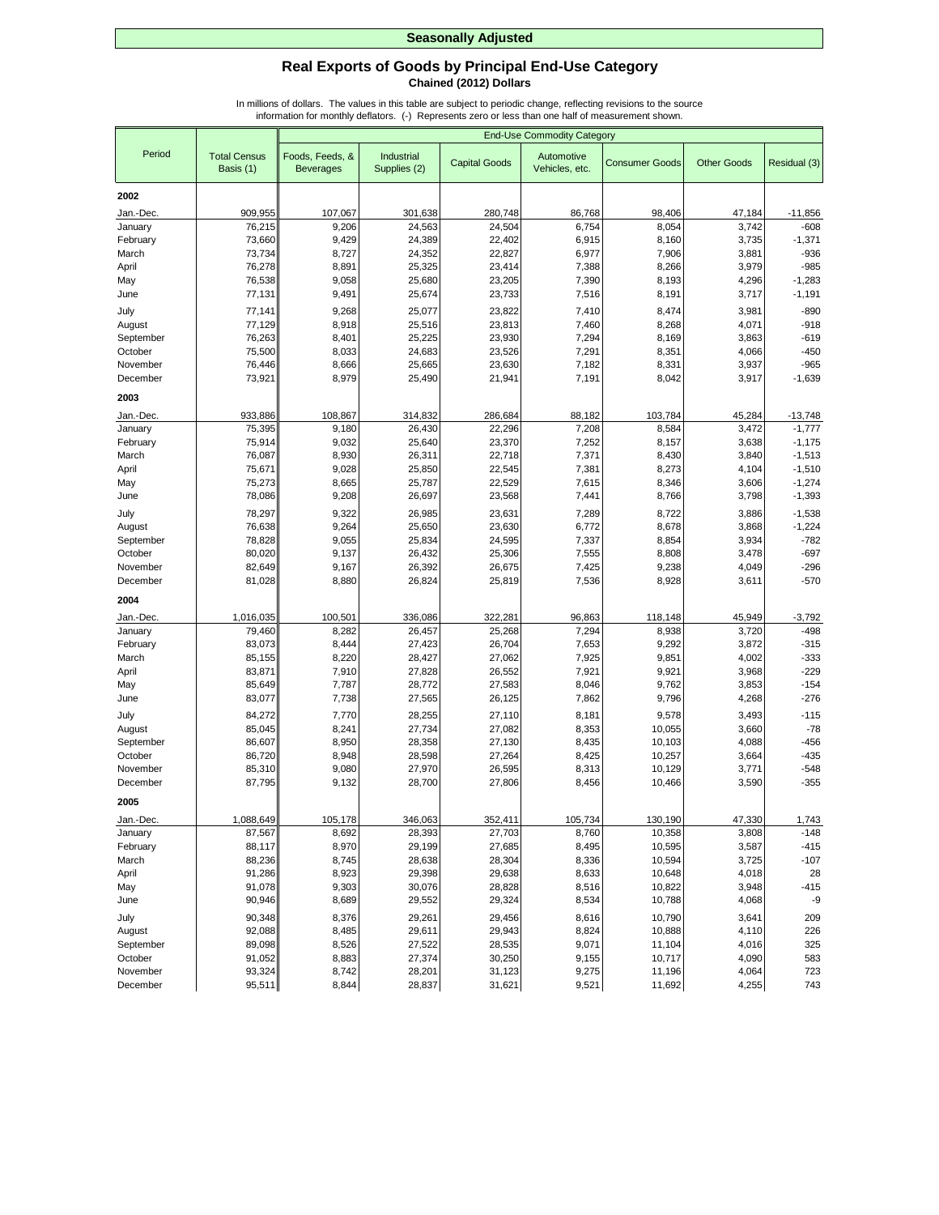**Seasonally Adjusted**

## Real Exports of Goods by Principal End-Use Category

**Chained (2012) Dollars**

In millions of dollars. The values in this table are subject to periodic change, reflecting revisions to the source information for monthly deflators. (-) Represents zero or less than one half of measurement shown.

| Period | Total Census Basis (1) | End-Use Commodity Category | | | | | | |
|---|---|---|---|---|---|---|---|---|
| | | Foods, Feeds, & Beverages | Industrial Supplies (2) | Capital Goods | Automotive Vehicles, etc. | Consumer Goods | Other Goods | Residual (3) |
| **2002** | | | | | | | | |
| Jan.-Dec. | 909,955 | 107,067 | 301,638 | 280,748 | 86,768 | 98,406 | 47,184 | -11,856 |
| January | 76,215 | 9,206 | 24,563 | 24,504 | 6,754 | 8,054 | 3,742 | -608 |
| February | 73,660 | 9,429 | 24,389 | 22,402 | 6,915 | 8,160 | 3,735 | -1,371 |
| March | 73,734 | 8,727 | 24,352 | 22,827 | 6,977 | 7,906 | 3,881 | -936 |
| April | 76,278 | 8,891 | 25,325 | 23,414 | 7,388 | 8,266 | 3,979 | -985 |
| May | 76,538 | 9,058 | 25,680 | 23,205 | 7,390 | 8,193 | 4,296 | -1,283 |
| June | 77,131 | 9,491 | 25,674 | 23,733 | 7,516 | 8,191 | 3,717 | -1,191 |
| July | 77,141 | 9,268 | 25,077 | 23,822 | 7,410 | 8,474 | 3,981 | -890 |
| August | 77,129 | 8,918 | 25,516 | 23,813 | 7,460 | 8,268 | 4,071 | -918 |
| September | 76,263 | 8,401 | 25,225 | 23,930 | 7,294 | 8,169 | 3,863 | -619 |
| October | 75,500 | 8,033 | 24,683 | 23,526 | 7,291 | 8,351 | 4,066 | -450 |
| November | 76,446 | 8,666 | 25,665 | 23,630 | 7,182 | 8,331 | 3,937 | -965 |
| December | 73,921 | 8,979 | 25,490 | 21,941 | 7,191 | 8,042 | 3,917 | -1,639 |
| **2003** | | | | | | | | |
| Jan.-Dec. | 933,886 | 108,867 | 314,832 | 286,684 | 88,182 | 103,784 | 45,284 | -13,748 |
| January | 75,395 | 9,180 | 26,430 | 22,296 | 7,208 | 8,584 | 3,472 | -1,777 |
| February | 75,914 | 9,032 | 25,640 | 23,370 | 7,252 | 8,157 | 3,638 | -1,175 |
| March | 76,087 | 8,930 | 26,311 | 22,718 | 7,371 | 8,430 | 3,840 | -1,513 |
| April | 75,671 | 9,028 | 25,850 | 22,545 | 7,381 | 8,273 | 4,104 | -1,510 |
| May | 75,273 | 8,665 | 25,787 | 22,529 | 7,615 | 8,346 | 3,606 | -1,274 |
| June | 78,086 | 9,208 | 26,697 | 23,568 | 7,441 | 8,766 | 3,798 | -1,393 |
| July | 78,297 | 9,322 | 26,985 | 23,631 | 7,289 | 8,722 | 3,886 | -1,538 |
| August | 76,638 | 9,264 | 25,650 | 23,630 | 6,772 | 8,678 | 3,868 | -1,224 |
| September | 78,828 | 9,055 | 25,834 | 24,595 | 7,337 | 8,854 | 3,934 | -782 |
| October | 80,020 | 9,137 | 26,432 | 25,306 | 7,555 | 8,808 | 3,478 | -697 |
| November | 82,649 | 9,167 | 26,392 | 26,675 | 7,425 | 9,238 | 4,049 | -296 |
| December | 81,028 | 8,880 | 26,824 | 25,819 | 7,536 | 8,928 | 3,611 | -570 |
| **2004** | | | | | | | | |
| Jan.-Dec. | 1,016,035 | 100,501 | 336,086 | 322,281 | 96,863 | 118,148 | 45,949 | -3,792 |
| January | 79,460 | 8,282 | 26,457 | 25,268 | 7,294 | 8,938 | 3,720 | -498 |
| February | 83,073 | 8,444 | 27,423 | 26,704 | 7,653 | 9,292 | 3,872 | -315 |
| March | 85,155 | 8,220 | 28,427 | 27,062 | 7,925 | 9,851 | 4,002 | -333 |
| April | 83,871 | 7,910 | 27,828 | 26,552 | 7,921 | 9,921 | 3,968 | -229 |
| May | 85,649 | 7,787 | 28,772 | 27,583 | 8,046 | 9,762 | 3,853 | -154 |
| June | 83,077 | 7,738 | 27,565 | 26,125 | 7,862 | 9,796 | 4,268 | -276 |
| July | 84,272 | 7,770 | 28,255 | 27,110 | 8,181 | 9,578 | 3,493 | -115 |
| August | 85,045 | 8,241 | 27,734 | 27,082 | 8,353 | 10,055 | 3,660 | -78 |
| September | 86,607 | 8,950 | 28,358 | 27,130 | 8,435 | 10,103 | 4,088 | -456 |
| October | 86,720 | 8,948 | 28,598 | 27,264 | 8,425 | 10,257 | 3,664 | -435 |
| November | 85,310 | 9,080 | 27,970 | 26,595 | 8,313 | 10,129 | 3,771 | -548 |
| December | 87,795 | 9,132 | 28,700 | 27,806 | 8,456 | 10,466 | 3,590 | -355 |
| **2005** | | | | | | | | |
| Jan.-Dec. | 1,088,649 | 105,178 | 346,063 | 352,411 | 105,734 | 130,190 | 47,330 | 1,743 |
| January | 87,567 | 8,692 | 28,393 | 27,703 | 8,760 | 10,358 | 3,808 | -148 |
| February | 88,117 | 8,970 | 29,199 | 27,685 | 8,495 | 10,595 | 3,587 | -415 |
| March | 88,236 | 8,745 | 28,638 | 28,304 | 8,336 | 10,594 | 3,725 | -107 |
| April | 91,286 | 8,923 | 29,398 | 29,638 | 8,633 | 10,648 | 4,018 | 28 |
| May | 91,078 | 9,303 | 30,076 | 28,828 | 8,516 | 10,822 | 3,948 | -415 |
| June | 90,946 | 8,689 | 29,552 | 29,324 | 8,534 | 10,788 | 4,068 | -9 |
| July | 90,348 | 8,376 | 29,261 | 29,456 | 8,616 | 10,790 | 3,641 | 209 |
| August | 92,088 | 8,485 | 29,611 | 29,943 | 8,824 | 10,888 | 4,110 | 226 |
| September | 89,098 | 8,526 | 27,522 | 28,535 | 9,071 | 11,104 | 4,016 | 325 |
| October | 91,052 | 8,883 | 27,374 | 30,250 | 9,155 | 10,717 | 4,090 | 583 |
| November | 93,324 | 8,742 | 28,201 | 31,123 | 9,275 | 11,196 | 4,064 | 723 |
| December | 95,511 | 8,844 | 28,837 | 31,621 | 9,521 | 11,692 | 4,255 | 743 |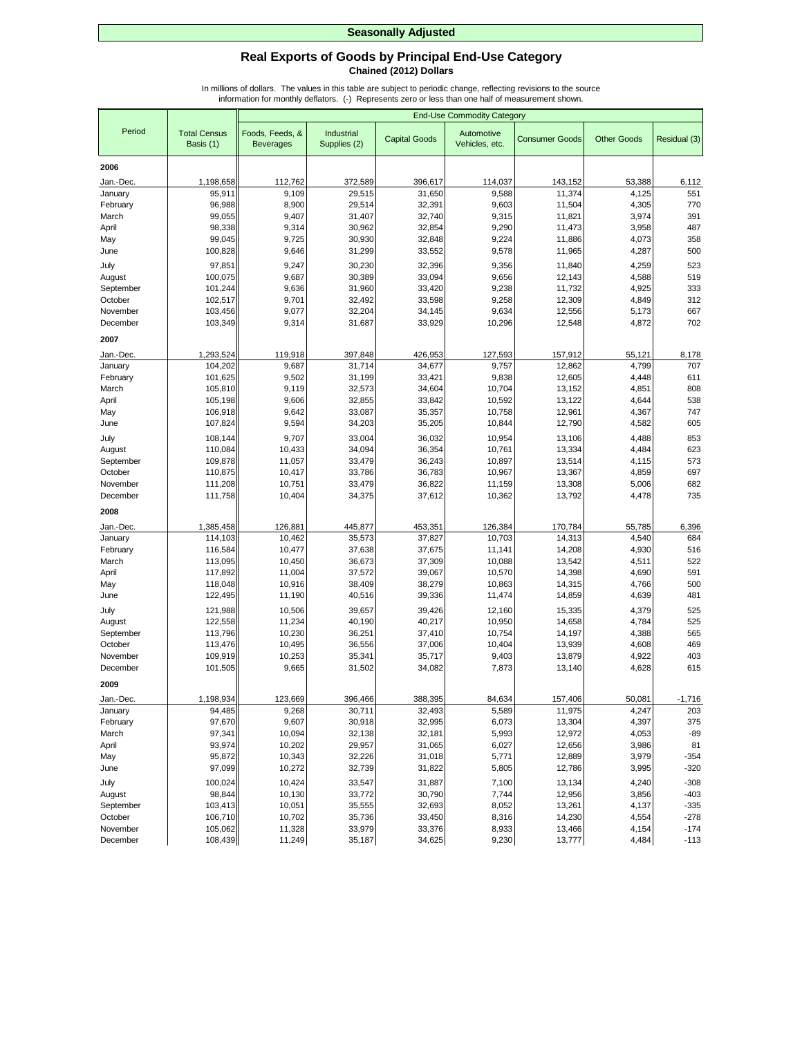**Seasonally Adjusted**

## Real Exports of Goods by Principal End-Use Category

**Chained (2012) Dollars**

In millions of dollars. The values in this table are subject to periodic change, reflecting revisions to the source information for monthly deflators. (-) Represents zero or less than one half of measurement shown.

| Period | Total Census Basis (1) | End-Use Commodity Category | | | | | | |
|---|---|---|---|---|---|---|---|---|
| | | Foods, Feeds, & Beverages | Industrial Supplies (2) | Capital Goods | Automotive Vehicles, etc. | Consumer Goods | Other Goods | Residual (3) |
| **2006** | | | | | | | | |
| Jan.-Dec. | 1,198,658 | 112,762 | 372,589 | 396,617 | 114,037 | 143,152 | 53,388 | 6,112 |
| January | 95,911 | 9,109 | 29,515 | 31,650 | 9,588 | 11,374 | 4,125 | 551 |
| February | 96,988 | 8,900 | 29,514 | 32,391 | 9,603 | 11,504 | 4,305 | 770 |
| March | 99,055 | 9,407 | 31,407 | 32,740 | 9,315 | 11,821 | 3,974 | 391 |
| April | 98,338 | 9,314 | 30,962 | 32,854 | 9,290 | 11,473 | 3,958 | 487 |
| May | 99,045 | 9,725 | 30,930 | 32,848 | 9,224 | 11,886 | 4,073 | 358 |
| June | 100,828 | 9,646 | 31,299 | 33,552 | 9,578 | 11,965 | 4,287 | 500 |
| July | 97,851 | 9,247 | 30,230 | 32,396 | 9,356 | 11,840 | 4,259 | 523 |
| August | 100,075 | 9,687 | 30,389 | 33,094 | 9,656 | 12,143 | 4,588 | 519 |
| September | 101,244 | 9,636 | 31,960 | 33,420 | 9,238 | 11,732 | 4,925 | 333 |
| October | 102,517 | 9,701 | 32,492 | 33,598 | 9,258 | 12,309 | 4,849 | 312 |
| November | 103,456 | 9,077 | 32,204 | 34,145 | 9,634 | 12,556 | 5,173 | 667 |
| December | 103,349 | 9,314 | 31,687 | 33,929 | 10,296 | 12,548 | 4,872 | 702 |
| **2007** | | | | | | | | |
| Jan.-Dec. | 1,293,524 | 119,918 | 397,848 | 426,953 | 127,593 | 157,912 | 55,121 | 8,178 |
| January | 104,202 | 9,687 | 31,714 | 34,677 | 9,757 | 12,862 | 4,799 | 707 |
| February | 101,625 | 9,502 | 31,199 | 33,421 | 9,838 | 12,605 | 4,448 | 611 |
| March | 105,810 | 9,119 | 32,573 | 34,604 | 10,704 | 13,152 | 4,851 | 808 |
| April | 105,198 | 9,606 | 32,855 | 33,842 | 10,592 | 13,122 | 4,644 | 538 |
| May | 106,918 | 9,642 | 33,087 | 35,357 | 10,758 | 12,961 | 4,367 | 747 |
| June | 107,824 | 9,594 | 34,203 | 35,205 | 10,844 | 12,790 | 4,582 | 605 |
| July | 108,144 | 9,707 | 33,004 | 36,032 | 10,954 | 13,106 | 4,488 | 853 |
| August | 110,084 | 10,433 | 34,094 | 36,354 | 10,761 | 13,334 | 4,484 | 623 |
| September | 109,878 | 11,057 | 33,479 | 36,243 | 10,897 | 13,514 | 4,115 | 573 |
| October | 110,875 | 10,417 | 33,786 | 36,783 | 10,967 | 13,367 | 4,859 | 697 |
| November | 111,208 | 10,751 | 33,479 | 36,822 | 11,159 | 13,308 | 5,006 | 682 |
| December | 111,758 | 10,404 | 34,375 | 37,612 | 10,362 | 13,792 | 4,478 | 735 |
| **2008** | | | | | | | | |
| Jan.-Dec. | 1,385,458 | 126,881 | 445,877 | 453,351 | 126,384 | 170,784 | 55,785 | 6,396 |
| January | 114,103 | 10,462 | 35,573 | 37,827 | 10,703 | 14,313 | 4,540 | 684 |
| February | 116,584 | 10,477 | 37,638 | 37,675 | 11,141 | 14,208 | 4,930 | 516 |
| March | 113,095 | 10,450 | 36,673 | 37,309 | 10,088 | 13,542 | 4,511 | 522 |
| April | 117,892 | 11,004 | 37,572 | 39,067 | 10,570 | 14,398 | 4,690 | 591 |
| May | 118,048 | 10,916 | 38,409 | 38,279 | 10,863 | 14,315 | 4,766 | 500 |
| June | 122,495 | 11,190 | 40,516 | 39,336 | 11,474 | 14,859 | 4,639 | 481 |
| July | 121,988 | 10,506 | 39,657 | 39,426 | 12,160 | 15,335 | 4,379 | 525 |
| August | 122,558 | 11,234 | 40,190 | 40,217 | 10,950 | 14,658 | 4,784 | 525 |
| September | 113,796 | 10,230 | 36,251 | 37,410 | 10,754 | 14,197 | 4,388 | 565 |
| October | 113,476 | 10,495 | 36,556 | 37,006 | 10,404 | 13,939 | 4,608 | 469 |
| November | 109,919 | 10,253 | 35,341 | 35,717 | 9,403 | 13,879 | 4,922 | 403 |
| December | 101,505 | 9,665 | 31,502 | 34,082 | 7,873 | 13,140 | 4,628 | 615 |
| **2009** | | | | | | | | |
| Jan.-Dec. | 1,198,934 | 123,669 | 396,466 | 388,395 | 84,634 | 157,406 | 50,081 | -1,716 |
| January | 94,485 | 9,268 | 30,711 | 32,493 | 5,589 | 11,975 | 4,247 | 203 |
| February | 97,670 | 9,607 | 30,918 | 32,995 | 6,073 | 13,304 | 4,397 | 375 |
| March | 97,341 | 10,094 | 32,138 | 32,181 | 5,993 | 12,972 | 4,053 | -89 |
| April | 93,974 | 10,202 | 29,957 | 31,065 | 6,027 | 12,656 | 3,986 | 81 |
| May | 95,872 | 10,343 | 32,226 | 31,018 | 5,771 | 12,889 | 3,979 | -354 |
| June | 97,099 | 10,272 | 32,739 | 31,822 | 5,805 | 12,786 | 3,995 | -320 |
| July | 100,024 | 10,424 | 33,547 | 31,887 | 7,100 | 13,134 | 4,240 | -308 |
| August | 98,844 | 10,130 | 33,772 | 30,790 | 7,744 | 12,956 | 3,856 | -403 |
| September | 103,413 | 10,051 | 35,555 | 32,693 | 8,052 | 13,261 | 4,137 | -335 |
| October | 106,710 | 10,702 | 35,736 | 33,450 | 8,316 | 14,230 | 4,554 | -278 |
| November | 105,062 | 11,328 | 33,979 | 33,376 | 8,933 | 13,466 | 4,154 | -174 |
| December | 108,439 | 11,249 | 35,187 | 34,625 | 9,230 | 13,777 | 4,484 | -113 |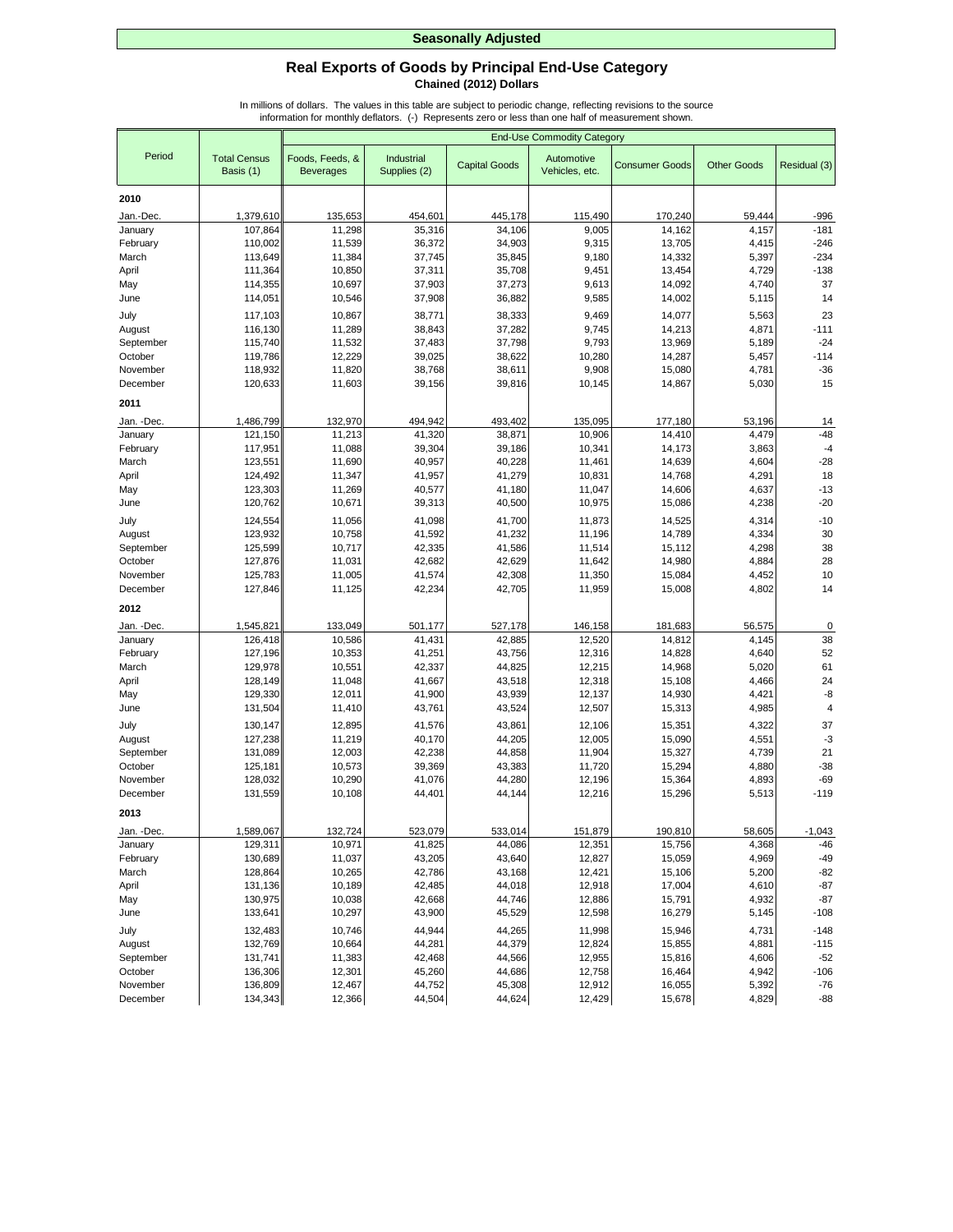**Seasonally Adjusted**

## Real Exports of Goods by Principal End-Use Category

**Chained (2012) Dollars**

In millions of dollars. The values in this table are subject to periodic change, reflecting revisions to the source information for monthly deflators. (-) Represents zero or less than one half of measurement shown.

| Period | Total Census Basis (1) | End-Use Commodity Category | | | | | | |
|---|---|---|---|---|---|---|---|---|
| | | Foods, Feeds, & Beverages | Industrial Supplies (2) | Capital Goods | Automotive Vehicles, etc. | Consumer Goods | Other Goods | Residual (3) |
| **2010** | | | | | | | | |
| Jan.-Dec. | 1,379,610 | 135,653 | 454,601 | 445,178 | 115,490 | 170,240 | 59,444 | -996 |
| January | 107,864 | 11,298 | 35,316 | 34,106 | 9,005 | 14,162 | 4,157 | -181 |
| February | 110,002 | 11,539 | 36,372 | 34,903 | 9,315 | 13,705 | 4,415 | -246 |
| March | 113,649 | 11,384 | 37,745 | 35,845 | 9,180 | 14,332 | 5,397 | -234 |
| April | 111,364 | 10,850 | 37,311 | 35,708 | 9,451 | 13,454 | 4,729 | -138 |
| May | 114,355 | 10,697 | 37,903 | 37,273 | 9,613 | 14,092 | 4,740 | 37 |
| June | 114,051 | 10,546 | 37,908 | 36,882 | 9,585 | 14,002 | 5,115 | 14 |
| July | 117,103 | 10,867 | 38,771 | 38,333 | 9,469 | 14,077 | 5,563 | 23 |
| August | 116,130 | 11,289 | 38,843 | 37,282 | 9,745 | 14,213 | 4,871 | -111 |
| September | 115,740 | 11,532 | 37,483 | 37,798 | 9,793 | 13,969 | 5,189 | -24 |
| October | 119,786 | 12,229 | 39,025 | 38,622 | 10,280 | 14,287 | 5,457 | -114 |
| November | 118,932 | 11,820 | 38,768 | 38,611 | 9,908 | 15,080 | 4,781 | -36 |
| December | 120,633 | 11,603 | 39,156 | 39,816 | 10,145 | 14,867 | 5,030 | 15 |
| **2011** | | | | | | | | |
| Jan. -Dec. | 1,486,799 | 132,970 | 494,942 | 493,402 | 135,095 | 177,180 | 53,196 | 14 |
| January | 121,150 | 11,213 | 41,320 | 38,871 | 10,906 | 14,410 | 4,479 | -48 |
| February | 117,951 | 11,088 | 39,304 | 39,186 | 10,341 | 14,173 | 3,863 | -4 |
| March | 123,551 | 11,690 | 40,957 | 40,228 | 11,461 | 14,639 | 4,604 | -28 |
| April | 124,492 | 11,347 | 41,957 | 41,279 | 10,831 | 14,768 | 4,291 | 18 |
| May | 123,303 | 11,269 | 40,577 | 41,180 | 11,047 | 14,606 | 4,637 | -13 |
| June | 120,762 | 10,671 | 39,313 | 40,500 | 10,975 | 15,086 | 4,238 | -20 |
| July | 124,554 | 11,056 | 41,098 | 41,700 | 11,873 | 14,525 | 4,314 | -10 |
| August | 123,932 | 10,758 | 41,592 | 41,232 | 11,196 | 14,789 | 4,334 | 30 |
| September | 125,599 | 10,717 | 42,335 | 41,586 | 11,514 | 15,112 | 4,298 | 38 |
| October | 127,876 | 11,031 | 42,682 | 42,629 | 11,642 | 14,980 | 4,884 | 28 |
| November | 125,783 | 11,005 | 41,574 | 42,308 | 11,350 | 15,084 | 4,452 | 10 |
| December | 127,846 | 11,125 | 42,234 | 42,705 | 11,959 | 15,008 | 4,802 | 14 |
| **2012** | | | | | | | | |
| Jan. -Dec. | 1,545,821 | 133,049 | 501,177 | 527,178 | 146,158 | 181,683 | 56,575 | 0 |
| January | 126,418 | 10,586 | 41,431 | 42,885 | 12,520 | 14,812 | 4,145 | 38 |
| February | 127,196 | 10,353 | 41,251 | 43,756 | 12,316 | 14,828 | 4,640 | 52 |
| March | 129,978 | 10,551 | 42,337 | 44,825 | 12,215 | 14,968 | 5,020 | 61 |
| April | 128,149 | 11,048 | 41,667 | 43,518 | 12,318 | 15,108 | 4,466 | 24 |
| May | 129,330 | 12,011 | 41,900 | 43,939 | 12,137 | 14,930 | 4,421 | -8 |
| June | 131,504 | 11,410 | 43,761 | 43,524 | 12,507 | 15,313 | 4,985 | 4 |
| July | 130,147 | 12,895 | 41,576 | 43,861 | 12,106 | 15,351 | 4,322 | 37 |
| August | 127,238 | 11,219 | 40,170 | 44,205 | 12,005 | 15,090 | 4,551 | -3 |
| September | 131,089 | 12,003 | 42,238 | 44,858 | 11,904 | 15,327 | 4,739 | 21 |
| October | 125,181 | 10,573 | 39,369 | 43,383 | 11,720 | 15,294 | 4,880 | -38 |
| November | 128,032 | 10,290 | 41,076 | 44,280 | 12,196 | 15,364 | 4,893 | -69 |
| December | 131,559 | 10,108 | 44,401 | 44,144 | 12,216 | 15,296 | 5,513 | -119 |
| **2013** | | | | | | | | |
| Jan. -Dec. | 1,589,067 | 132,724 | 523,079 | 533,014 | 151,879 | 190,810 | 58,605 | -1,043 |
| January | 129,311 | 10,971 | 41,825 | 44,086 | 12,351 | 15,756 | 4,368 | -46 |
| February | 130,689 | 11,037 | 43,205 | 43,640 | 12,827 | 15,059 | 4,969 | -49 |
| March | 128,864 | 10,265 | 42,786 | 43,168 | 12,421 | 15,106 | 5,200 | -82 |
| April | 131,136 | 10,189 | 42,485 | 44,018 | 12,918 | 17,004 | 4,610 | -87 |
| May | 130,975 | 10,038 | 42,668 | 44,746 | 12,886 | 15,791 | 4,932 | -87 |
| June | 133,641 | 10,297 | 43,900 | 45,529 | 12,598 | 16,279 | 5,145 | -108 |
| July | 132,483 | 10,746 | 44,944 | 44,265 | 11,998 | 15,946 | 4,731 | -148 |
| August | 132,769 | 10,664 | 44,281 | 44,379 | 12,824 | 15,855 | 4,881 | -115 |
| September | 131,741 | 11,383 | 42,468 | 44,566 | 12,955 | 15,816 | 4,606 | -52 |
| October | 136,306 | 12,301 | 45,260 | 44,686 | 12,758 | 16,464 | 4,942 | -106 |
| November | 136,809 | 12,467 | 44,752 | 45,308 | 12,912 | 16,055 | 5,392 | -76 |
| December | 134,343 | 12,366 | 44,504 | 44,624 | 12,429 | 15,678 | 4,829 | -88 |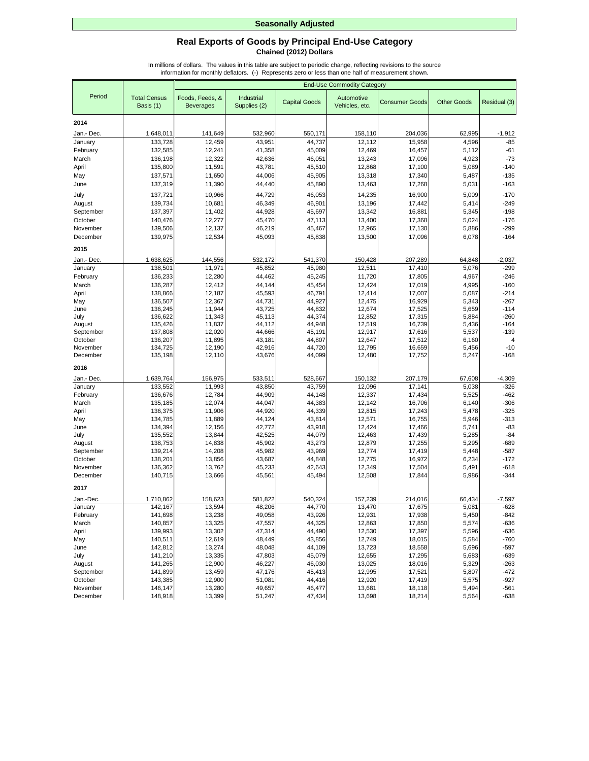**Seasonally Adjusted**

## Real Exports of Goods by Principal End-Use Category

**Chained (2012) Dollars**

In millions of dollars. The values in this table are subject to periodic change, reflecting revisions to the source information for monthly deflators. (-) Represents zero or less than one half of measurement shown.

| Period | Total Census Basis (1) | End-Use Commodity Category | | | | | | |
|---|---|---|---|---|---|---|---|---|
| | | Foods, Feeds, & Beverages | Industrial Supplies (2) | Capital Goods | Automotive Vehicles, etc. | Consumer Goods | Other Goods | Residual (3) |
| **2014** | | | | | | | | |
| Jan.- Dec. | 1,648,011 | 141,649 | 532,960 | 550,171 | 158,110 | 204,036 | 62,995 | -1,912 |
| January | 133,728 | 12,459 | 43,951 | 44,737 | 12,112 | 15,958 | 4,596 | -85 |
| February | 132,585 | 12,241 | 41,358 | 45,009 | 12,469 | 16,457 | 5,112 | -61 |
| March | 136,198 | 12,322 | 42,636 | 46,051 | 13,243 | 17,096 | 4,923 | -73 |
| April | 135,800 | 11,591 | 43,781 | 45,510 | 12,868 | 17,100 | 5,089 | -140 |
| May | 137,571 | 11,650 | 44,006 | 45,905 | 13,318 | 17,340 | 5,487 | -135 |
| June | 137,319 | 11,390 | 44,440 | 45,890 | 13,463 | 17,268 | 5,031 | -163 |
| July | 137,721 | 10,966 | 44,729 | 46,053 | 14,235 | 16,900 | 5,009 | -170 |
| August | 139,734 | 10,681 | 46,349 | 46,901 | 13,196 | 17,442 | 5,414 | -249 |
| September | 137,397 | 11,402 | 44,928 | 45,697 | 13,342 | 16,881 | 5,345 | -198 |
| October | 140,476 | 12,277 | 45,470 | 47,113 | 13,400 | 17,368 | 5,024 | -176 |
| November | 139,506 | 12,137 | 46,219 | 45,467 | 12,965 | 17,130 | 5,886 | -299 |
| December | 139,975 | 12,534 | 45,093 | 45,838 | 13,500 | 17,096 | 6,078 | -164 |
| **2015** | | | | | | | | |
| Jan.- Dec. | 1,638,625 | 144,556 | 532,172 | 541,370 | 150,428 | 207,289 | 64,848 | -2,037 |
| January | 138,501 | 11,971 | 45,852 | 45,980 | 12,511 | 17,410 | 5,076 | -299 |
| February | 136,233 | 12,280 | 44,462 | 45,245 | 11,720 | 17,805 | 4,967 | -246 |
| March | 136,287 | 12,412 | 44,144 | 45,454 | 12,424 | 17,019 | 4,995 | -160 |
| April | 138,866 | 12,187 | 45,593 | 46,791 | 12,414 | 17,007 | 5,087 | -214 |
| May | 136,507 | 12,367 | 44,731 | 44,927 | 12,475 | 16,929 | 5,343 | -267 |
| June | 136,245 | 11,944 | 43,725 | 44,832 | 12,674 | 17,525 | 5,659 | -114 |
| July | 136,622 | 11,343 | 45,113 | 44,374 | 12,852 | 17,315 | 5,884 | -260 |
| August | 135,426 | 11,837 | 44,112 | 44,948 | 12,519 | 16,739 | 5,436 | -164 |
| September | 137,808 | 12,020 | 44,666 | 45,191 | 12,917 | 17,616 | 5,537 | -139 |
| October | 136,207 | 11,895 | 43,181 | 44,807 | 12,647 | 17,512 | 6,160 | 4 |
| November | 134,725 | 12,190 | 42,916 | 44,720 | 12,795 | 16,659 | 5,456 | -10 |
| December | 135,198 | 12,110 | 43,676 | 44,099 | 12,480 | 17,752 | 5,247 | -168 |
| **2016** | | | | | | | | |
| Jan.- Dec. | 1,639,764 | 156,975 | 533,511 | 528,667 | 150,132 | 207,179 | 67,608 | -4,309 |
| January | 133,552 | 11,993 | 43,850 | 43,759 | 12,096 | 17,141 | 5,038 | -326 |
| February | 136,676 | 12,784 | 44,909 | 44,148 | 12,337 | 17,434 | 5,525 | -462 |
| March | 135,185 | 12,074 | 44,047 | 44,383 | 12,142 | 16,706 | 6,140 | -306 |
| April | 136,375 | 11,906 | 44,920 | 44,339 | 12,815 | 17,243 | 5,478 | -325 |
| May | 134,785 | 11,889 | 44,124 | 43,814 | 12,571 | 16,755 | 5,946 | -313 |
| June | 134,394 | 12,156 | 42,772 | 43,918 | 12,424 | 17,466 | 5,741 | -83 |
| July | 135,552 | 13,844 | 42,525 | 44,079 | 12,463 | 17,439 | 5,285 | -84 |
| August | 138,753 | 14,838 | 45,902 | 43,273 | 12,879 | 17,255 | 5,295 | -689 |
| September | 139,214 | 14,208 | 45,982 | 43,969 | 12,774 | 17,419 | 5,448 | -587 |
| October | 138,201 | 13,856 | 43,687 | 44,848 | 12,775 | 16,972 | 6,234 | -172 |
| November | 136,362 | 13,762 | 45,233 | 42,643 | 12,349 | 17,504 | 5,491 | -618 |
| December | 140,715 | 13,666 | 45,561 | 45,494 | 12,508 | 17,844 | 5,986 | -344 |
| **2017** | | | | | | | | |
| Jan.-Dec. | 1,710,862 | 158,623 | 581,822 | 540,324 | 157,239 | 214,016 | 66,434 | -7,597 |
| January | 142,167 | 13,594 | 48,206 | 44,770 | 13,470 | 17,675 | 5,081 | -628 |
| February | 141,698 | 13,238 | 49,058 | 43,926 | 12,931 | 17,938 | 5,450 | -842 |
| March | 140,857 | 13,325 | 47,557 | 44,325 | 12,863 | 17,850 | 5,574 | -636 |
| April | 139,993 | 13,302 | 47,314 | 44,490 | 12,530 | 17,397 | 5,596 | -636 |
| May | 140,511 | 12,619 | 48,449 | 43,856 | 12,749 | 18,015 | 5,584 | -760 |
| June | 142,812 | 13,274 | 48,048 | 44,109 | 13,723 | 18,558 | 5,696 | -597 |
| July | 141,210 | 13,335 | 47,803 | 45,079 | 12,655 | 17,295 | 5,683 | -639 |
| August | 141,265 | 12,900 | 46,227 | 46,030 | 13,025 | 18,016 | 5,329 | -263 |
| September | 141,899 | 13,459 | 47,176 | 45,413 | 12,995 | 17,521 | 5,807 | -472 |
| October | 143,385 | 12,900 | 51,081 | 44,416 | 12,920 | 17,419 | 5,575 | -927 |
| November | 146,147 | 13,280 | 49,657 | 46,477 | 13,681 | 18,118 | 5,494 | -561 |
| December | 148,918 | 13,399 | 51,247 | 47,434 | 13,698 | 18,214 | 5,564 | -638 |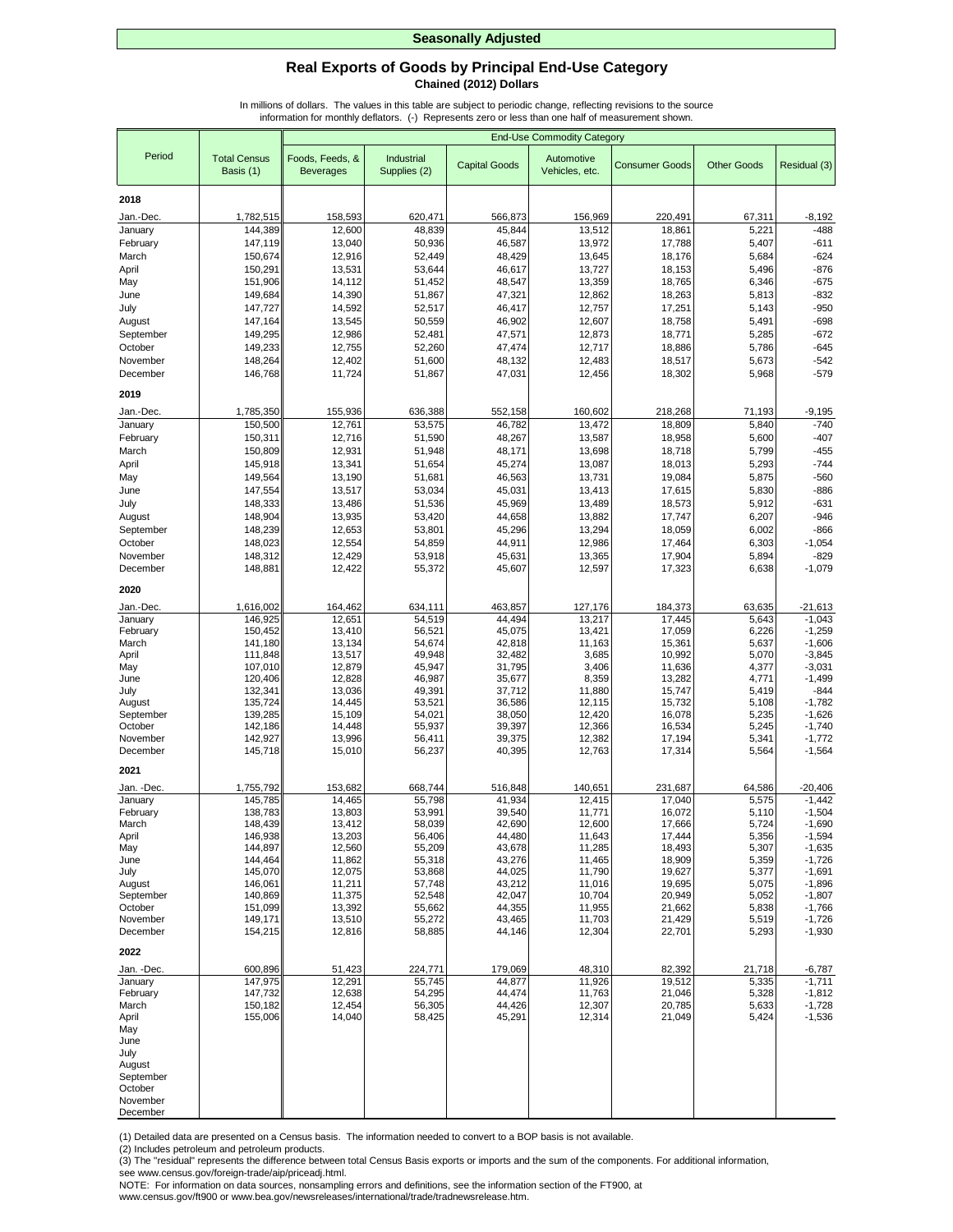**Seasonally Adjusted**

## Real Exports of Goods by Principal End-Use Category

**Chained (2012) Dollars**

In millions of dollars. The values in this table are subject to periodic change, reflecting revisions to the source information for monthly deflators. (-) Represents zero or less than one half of measurement shown.

| Period | Total Census Basis (1) | End-Use Commodity Category | | | | | | |
|---|---|---|---|---|---|---|---|---|
| | | Foods, Feeds, & Beverages | Industrial Supplies (2) | Capital Goods | Automotive Vehicles, etc. | Consumer Goods | Other Goods | Residual (3) |
| **2018** | | | | | | | | |
| Jan.-Dec. | 1,782,515 | 158,593 | 620,471 | 566,873 | 156,969 | 220,491 | 67,311 | -8,192 |
| January | 144,389 | 12,600 | 48,839 | 45,844 | 13,512 | 18,861 | 5,221 | -488 |
| February | 147,119 | 13,040 | 50,936 | 46,587 | 13,972 | 17,788 | 5,407 | -611 |
| March | 150,674 | 12,916 | 52,449 | 48,429 | 13,645 | 18,176 | 5,684 | -624 |
| April | 150,291 | 13,531 | 53,644 | 46,617 | 13,727 | 18,153 | 5,496 | -876 |
| May | 151,906 | 14,112 | 51,452 | 48,547 | 13,359 | 18,765 | 6,346 | -675 |
| June | 149,684 | 14,390 | 51,867 | 47,321 | 12,862 | 18,263 | 5,813 | -832 |
| July | 147,727 | 14,592 | 52,517 | 46,417 | 12,757 | 17,251 | 5,143 | -950 |
| August | 147,164 | 13,545 | 50,559 | 46,902 | 12,607 | 18,758 | 5,491 | -698 |
| September | 149,295 | 12,986 | 52,481 | 47,571 | 12,873 | 18,771 | 5,285 | -672 |
| October | 149,233 | 12,755 | 52,260 | 47,474 | 12,717 | 18,886 | 5,786 | -645 |
| November | 148,264 | 12,402 | 51,600 | 48,132 | 12,483 | 18,517 | 5,673 | -542 |
| December | 146,768 | 11,724 | 51,867 | 47,031 | 12,456 | 18,302 | 5,968 | -579 |
| **2019** | | | | | | | | |
| Jan.-Dec. | 1,785,350 | 155,936 | 636,388 | 552,158 | 160,602 | 218,268 | 71,193 | -9,195 |
| January | 150,500 | 12,761 | 53,575 | 46,782 | 13,472 | 18,809 | 5,840 | -740 |
| February | 150,311 | 12,716 | 51,590 | 48,267 | 13,587 | 18,958 | 5,600 | -407 |
| March | 150,809 | 12,931 | 51,948 | 48,171 | 13,698 | 18,718 | 5,799 | -455 |
| April | 145,918 | 13,341 | 51,654 | 45,274 | 13,087 | 18,013 | 5,293 | -744 |
| May | 149,564 | 13,190 | 51,681 | 46,563 | 13,731 | 19,084 | 5,875 | -560 |
| June | 147,554 | 13,517 | 53,034 | 45,031 | 13,413 | 17,615 | 5,830 | -886 |
| July | 148,333 | 13,486 | 51,536 | 45,969 | 13,489 | 18,573 | 5,912 | -631 |
| August | 148,904 | 13,935 | 53,420 | 44,658 | 13,882 | 17,747 | 6,207 | -946 |
| September | 148,239 | 12,653 | 53,801 | 45,296 | 13,294 | 18,059 | 6,002 | -866 |
| October | 148,023 | 12,554 | 54,859 | 44,911 | 12,986 | 17,464 | 6,303 | -1,054 |
| November | 148,312 | 12,429 | 53,918 | 45,631 | 13,365 | 17,904 | 5,894 | -829 |
| December | 148,881 | 12,422 | 55,372 | 45,607 | 12,597 | 17,323 | 6,638 | -1,079 |
| **2020** | | | | | | | | |
| Jan.-Dec. | 1,616,002 | 164,462 | 634,111 | 463,857 | 127,176 | 184,373 | 63,635 | -21,613 |
| January | 146,925 | 12,651 | 54,519 | 44,494 | 13,217 | 17,445 | 5,643 | -1,043 |
| February | 150,452 | 13,410 | 56,521 | 45,075 | 13,421 | 17,059 | 6,226 | -1,259 |
| March | 141,180 | 13,134 | 54,674 | 42,818 | 11,163 | 15,361 | 5,637 | -1,606 |
| April | 111,848 | 13,517 | 49,948 | 32,482 | 3,685 | 10,992 | 5,070 | -3,845 |
| May | 107,010 | 12,879 | 45,947 | 31,795 | 3,406 | 11,636 | 4,377 | -3,031 |
| June | 120,406 | 12,828 | 46,987 | 35,677 | 8,359 | 13,282 | 4,771 | -1,499 |
| July | 132,341 | 13,036 | 49,391 | 37,712 | 11,880 | 15,747 | 5,419 | -844 |
| August | 135,724 | 14,445 | 53,521 | 36,586 | 12,115 | 15,732 | 5,108 | -1,782 |
| September | 139,285 | 15,109 | 54,021 | 38,050 | 12,420 | 16,078 | 5,235 | -1,626 |
| October | 142,186 | 14,448 | 55,937 | 39,397 | 12,366 | 16,534 | 5,245 | -1,740 |
| November | 142,927 | 13,996 | 56,411 | 39,375 | 12,382 | 17,194 | 5,341 | -1,772 |
| December | 145,718 | 15,010 | 56,237 | 40,395 | 12,763 | 17,314 | 5,564 | -1,564 |
| **2021** | | | | | | | | |
| Jan. -Dec. | 1,755,792 | 153,682 | 668,744 | 516,848 | 140,651 | 231,687 | 64,586 | -20,406 |
| January | 145,785 | 14,465 | 55,798 | 41,934 | 12,415 | 17,040 | 5,575 | -1,442 |
| February | 138,783 | 13,803 | 53,991 | 39,540 | 11,771 | 16,072 | 5,110 | -1,504 |
| March | 148,439 | 13,412 | 58,039 | 42,690 | 12,600 | 17,666 | 5,724 | -1,690 |
| April | 146,938 | 13,203 | 56,406 | 44,480 | 11,643 | 17,444 | 5,356 | -1,594 |
| May | 144,897 | 12,560 | 55,209 | 43,678 | 11,285 | 18,493 | 5,307 | -1,635 |
| June | 144,464 | 11,862 | 55,318 | 43,276 | 11,465 | 18,909 | 5,359 | -1,726 |
| July | 145,070 | 12,075 | 53,868 | 44,025 | 11,790 | 19,627 | 5,377 | -1,691 |
| August | 146,061 | 11,211 | 57,748 | 43,212 | 11,016 | 19,695 | 5,075 | -1,896 |
| September | 140,869 | 11,375 | 52,548 | 42,047 | 10,704 | 20,949 | 5,052 | -1,807 |
| October | 151,099 | 13,392 | 55,662 | 44,355 | 11,955 | 21,662 | 5,838 | -1,766 |
| November | 149,171 | 13,510 | 55,272 | 43,465 | 11,703 | 21,429 | 5,519 | -1,726 |
| December | 154,215 | 12,816 | 58,885 | 44,146 | 12,304 | 22,701 | 5,293 | -1,930 |
| **2022** | | | | | | | | |
| Jan. -Dec. | 600,896 | 51,423 | 224,771 | 179,069 | 48,310 | 82,392 | 21,718 | -6,787 |
| January | 147,975 | 12,291 | 55,745 | 44,877 | 11,926 | 19,512 | 5,335 | -1,711 |
| February | 147,732 | 12,638 | 54,295 | 44,474 | 11,763 | 21,046 | 5,328 | -1,812 |
| March | 150,182 | 12,454 | 56,305 | 44,426 | 12,307 | 20,785 | 5,633 | -1,728 |
| April | 155,006 | 14,040 | 58,425 | 45,291 | 12,314 | 21,049 | 5,424 | -1,536 |
| May | | | | | | | | |
| June | | | | | | | | |
| July | | | | | | | | |
| August | | | | | | | | |
| September | | | | | | | | |
| October | | | | | | | | |
| November | | | | | | | | |
| December | | | | | | | | |

(1) Detailed data are presented on a Census basis. The information needed to convert to a BOP basis is not available.
(2) Includes petroleum and petroleum products.
(3) The "residual" represents the difference between total Census Basis exports or imports and the sum of the components. For additional information, see www.census.gov/foreign-trade/aip/priceadj.html.
NOTE: For information on data sources, nonsampling errors and definitions, see the information section of the FT900, at www.census.gov/ft900 or www.bea.gov/newsreleases/international/trade/tradnewsrelease.htm.